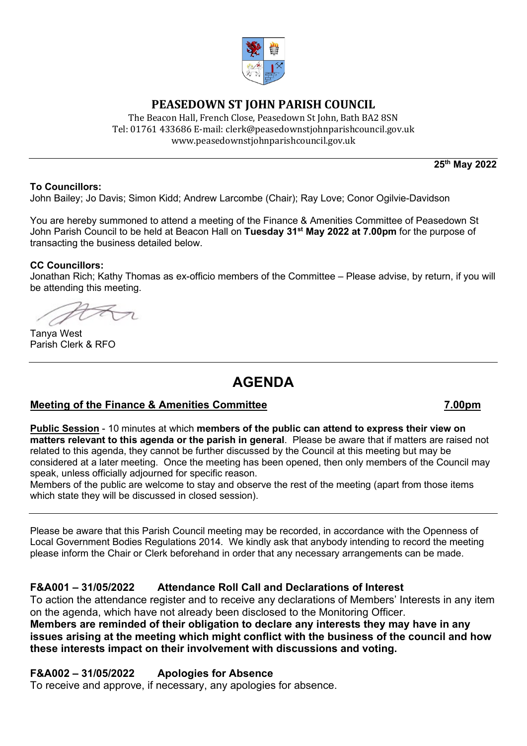# PEASEDOWN ST JOHN PARISH COUNCIL

The Beacon Hall, French Close, Peasedown St John, Bath BA2 8SN
Tel: 01761 433686 E-mail: clerk@peasedownstjohnparishcouncil.gov.uk
www.peasedownstjohnparishcouncil.gov.uk

**25th May 2022**

**To Councillors:**
John Bailey; Jo Davis; Simon Kidd; Andrew Larcombe (Chair); Ray Love; Conor Ogilvie-Davidson

You are hereby summoned to attend a meeting of the Finance & Amenities Committee of Peasedown St John Parish Council to be held at Beacon Hall on **Tuesday 31st May 2022 at 7.00pm** for the purpose of transacting the business detailed below.

**CC Councillors:**
Jonathan Rich; Kathy Thomas as ex-officio members of the Committee – Please advise, by return, if you will be attending this meeting.

Tanya West
Parish Clerk & RFO

---

# AGENDA

## Meeting of the Finance & Amenities Committee 7.00pm

**Public Session** - 10 minutes at which **members of the public can attend to express their view on matters relevant to this agenda or the parish in general**. Please be aware that if matters are raised not related to this agenda, they cannot be further discussed by the Council at this meeting but may be considered at a later meeting. Once the meeting has been opened, then only members of the Council may speak, unless officially adjourned for specific reason.
Members of the public are welcome to stay and observe the rest of the meeting (apart from those items which state they will be discussed in closed session).

---

Please be aware that this Parish Council meeting may be recorded, in accordance with the Openness of Local Government Bodies Regulations 2014. We kindly ask that anybody intending to record the meeting please inform the Chair or Clerk beforehand in order that any necessary arrangements can be made.

### F&A001 – 31/05/2022 Attendance Roll Call and Declarations of Interest

To action the attendance register and to receive any declarations of Members' Interests in any item on the agenda, which have not already been disclosed to the Monitoring Officer.
**Members are reminded of their obligation to declare any interests they may have in any issues arising at the meeting which might conflict with the business of the council and how these interests impact on their involvement with discussions and voting.**

### F&A002 – 31/05/2022 Apologies for Absence

To receive and approve, if necessary, any apologies for absence.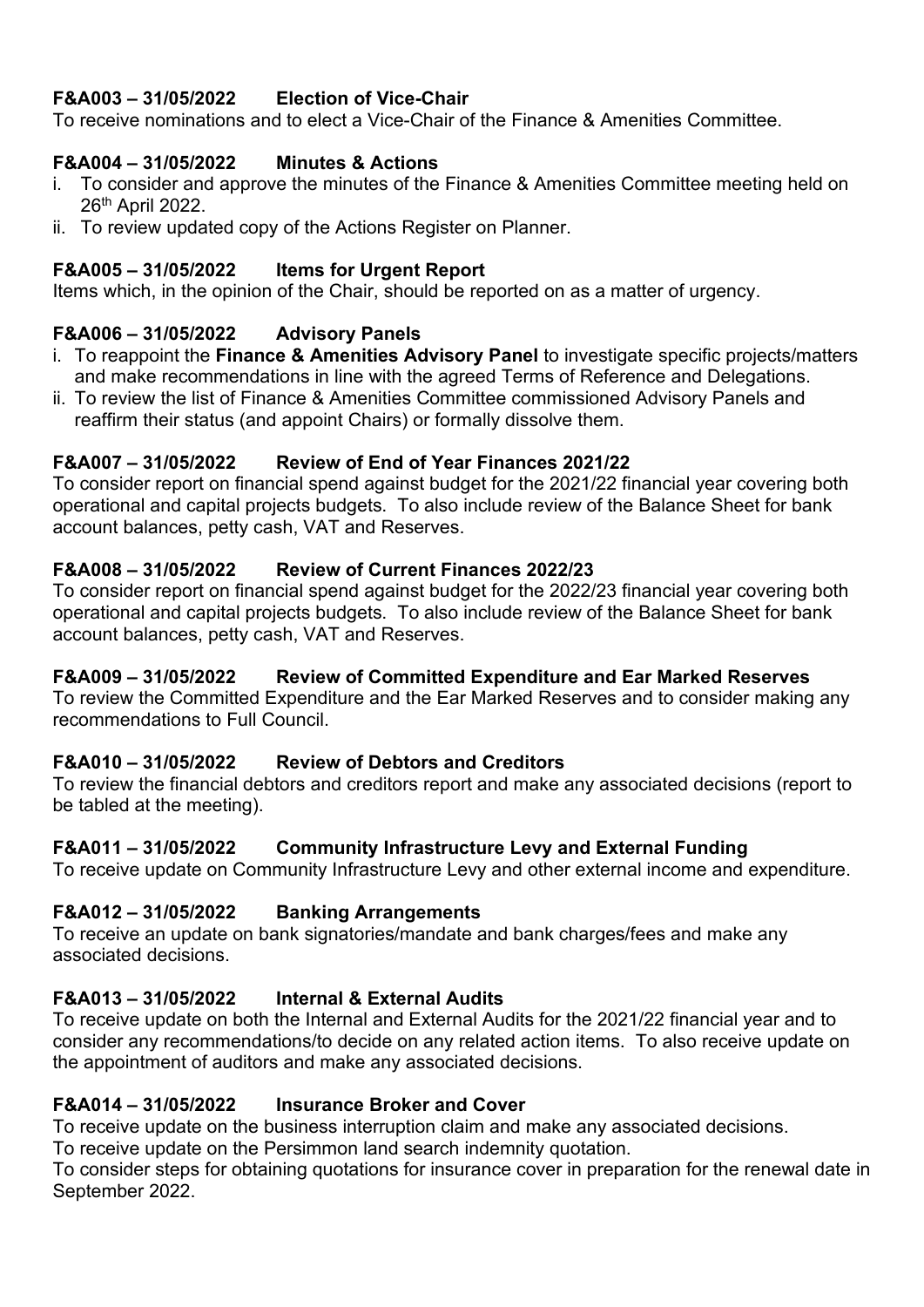**F&A003 – 31/05/2022 Election of Vice-Chair**
To receive nominations and to elect a Vice-Chair of the Finance & Amenities Committee.

**F&A004 – 31/05/2022 Minutes & Actions**

i. To consider and approve the minutes of the Finance & Amenities Committee meeting held on 26th April 2022.
ii. To review updated copy of the Actions Register on Planner.

**F&A005 – 31/05/2022 Items for Urgent Report**
Items which, in the opinion of the Chair, should be reported on as a matter of urgency.

**F&A006 – 31/05/2022 Advisory Panels**

i. To reappoint the **Finance & Amenities Advisory Panel** to investigate specific projects/matters and make recommendations in line with the agreed Terms of Reference and Delegations.
ii. To review the list of Finance & Amenities Committee commissioned Advisory Panels and reaffirm their status (and appoint Chairs) or formally dissolve them.

**F&A007 – 31/05/2022 Review of End of Year Finances 2021/22**
To consider report on financial spend against budget for the 2021/22 financial year covering both operational and capital projects budgets. To also include review of the Balance Sheet for bank account balances, petty cash, VAT and Reserves.

**F&A008 – 31/05/2022 Review of Current Finances 2022/23**
To consider report on financial spend against budget for the 2022/23 financial year covering both operational and capital projects budgets. To also include review of the Balance Sheet for bank account balances, petty cash, VAT and Reserves.

**F&A009 – 31/05/2022 Review of Committed Expenditure and Ear Marked Reserves**
To review the Committed Expenditure and the Ear Marked Reserves and to consider making any recommendations to Full Council.

**F&A010 – 31/05/2022 Review of Debtors and Creditors**
To review the financial debtors and creditors report and make any associated decisions (report to be tabled at the meeting).

**F&A011 – 31/05/2022 Community Infrastructure Levy and External Funding**
To receive update on Community Infrastructure Levy and other external income and expenditure.

**F&A012 – 31/05/2022 Banking Arrangements**
To receive an update on bank signatories/mandate and bank charges/fees and make any associated decisions.

**F&A013 – 31/05/2022 Internal & External Audits**
To receive update on both the Internal and External Audits for the 2021/22 financial year and to consider any recommendations/to decide on any related action items. To also receive update on the appointment of auditors and make any associated decisions.

**F&A014 – 31/05/2022 Insurance Broker and Cover**
To receive update on the business interruption claim and make any associated decisions.
To receive update on the Persimmon land search indemnity quotation.
To consider steps for obtaining quotations for insurance cover in preparation for the renewal date in September 2022.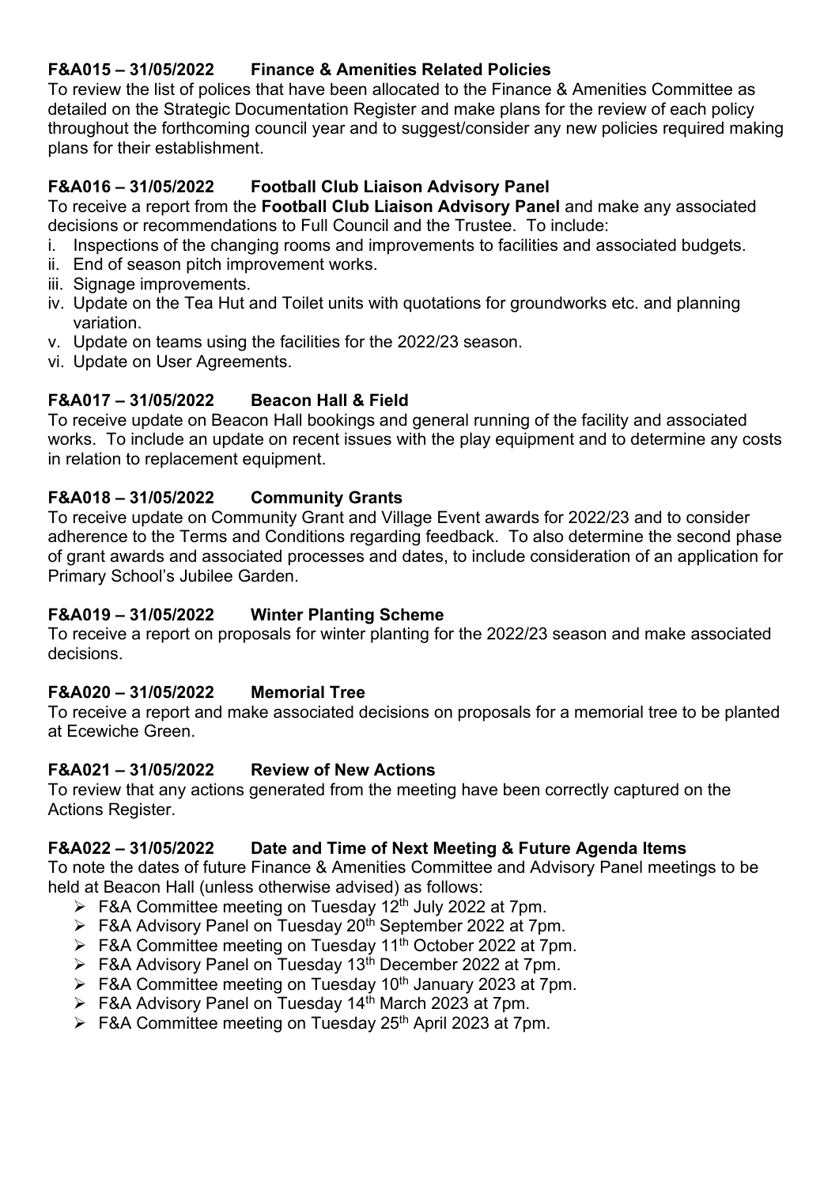### F&A015 – 31/05/2022 Finance & Amenities Related Policies

To review the list of polices that have been allocated to the Finance & Amenities Committee as detailed on the Strategic Documentation Register and make plans for the review of each policy throughout the forthcoming council year and to suggest/consider any new policies required making plans for their establishment.

### F&A016 – 31/05/2022 Football Club Liaison Advisory Panel

To receive a report from the **Football Club Liaison Advisory Panel** and make any associated decisions or recommendations to Full Council and the Trustee. To include:

i. Inspections of the changing rooms and improvements to facilities and associated budgets.
ii. End of season pitch improvement works.
iii. Signage improvements.
iv. Update on the Tea Hut and Toilet units with quotations for groundworks etc. and planning variation.
v. Update on teams using the facilities for the 2022/23 season.
vi. Update on User Agreements.

### F&A017 – 31/05/2022 Beacon Hall & Field

To receive update on Beacon Hall bookings and general running of the facility and associated works. To include an update on recent issues with the play equipment and to determine any costs in relation to replacement equipment.

### F&A018 – 31/05/2022 Community Grants

To receive update on Community Grant and Village Event awards for 2022/23 and to consider adherence to the Terms and Conditions regarding feedback. To also determine the second phase of grant awards and associated processes and dates, to include consideration of an application for Primary School's Jubilee Garden.

### F&A019 – 31/05/2022 Winter Planting Scheme

To receive a report on proposals for winter planting for the 2022/23 season and make associated decisions.

### F&A020 – 31/05/2022 Memorial Tree

To receive a report and make associated decisions on proposals for a memorial tree to be planted at Ecewiche Green.

### F&A021 – 31/05/2022 Review of New Actions

To review that any actions generated from the meeting have been correctly captured on the Actions Register.

### F&A022 – 31/05/2022 Date and Time of Next Meeting & Future Agenda Items

To note the dates of future Finance & Amenities Committee and Advisory Panel meetings to be held at Beacon Hall (unless otherwise advised) as follows:

- F&A Committee meeting on Tuesday 12th July 2022 at 7pm.
- F&A Advisory Panel on Tuesday 20th September 2022 at 7pm.
- F&A Committee meeting on Tuesday 11th October 2022 at 7pm.
- F&A Advisory Panel on Tuesday 13th December 2022 at 7pm.
- F&A Committee meeting on Tuesday 10th January 2023 at 7pm.
- F&A Advisory Panel on Tuesday 14th March 2023 at 7pm.
- F&A Committee meeting on Tuesday 25th April 2023 at 7pm.